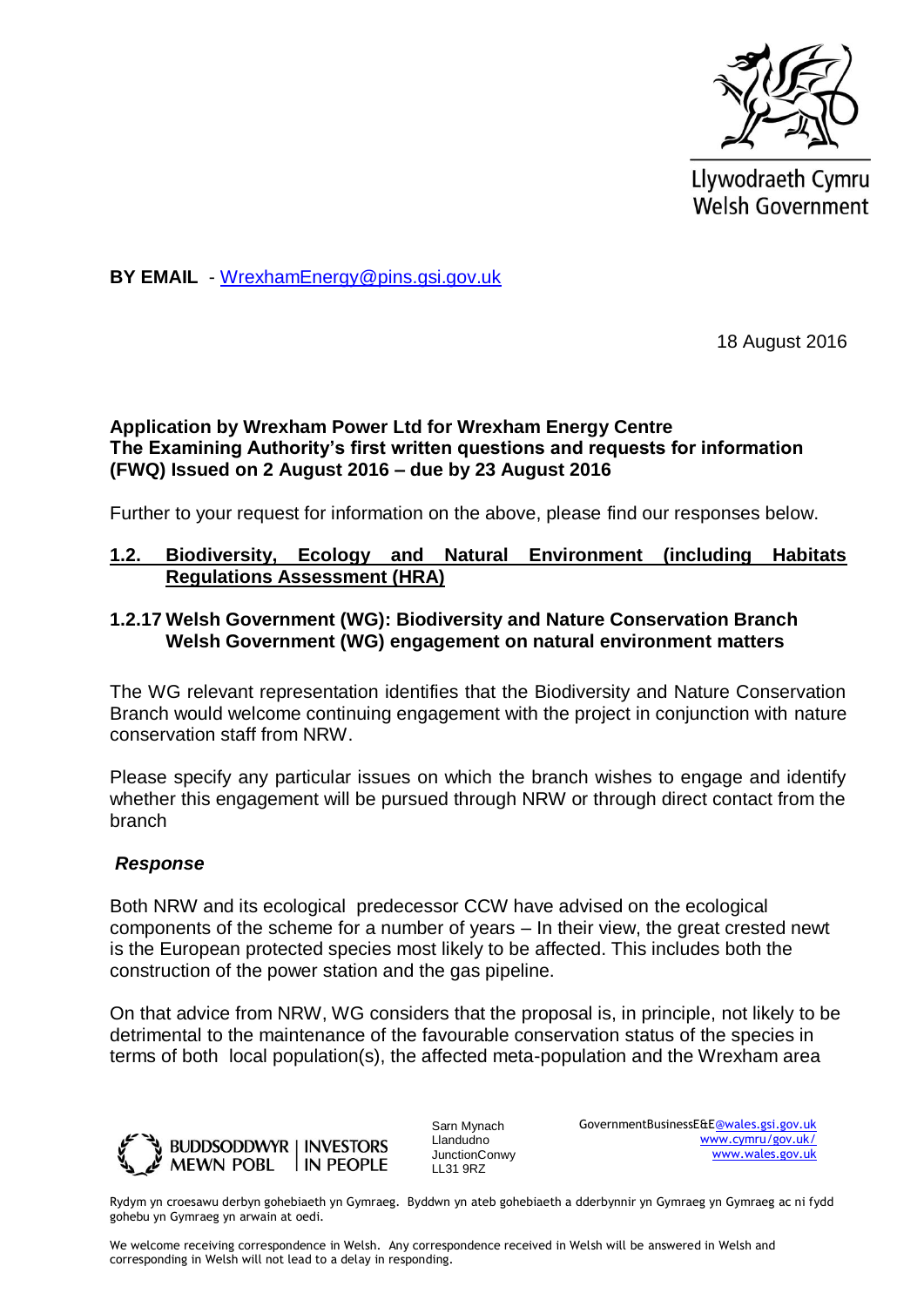Llywodraeth Cymru
Welsh Government

**BY EMAIL** - WrexhamEnergy@pins.gsi.gov.uk

18 August 2016

**Application by Wrexham Power Ltd for Wrexham Energy Centre**
**The Examining Authority's first written questions and requests for information (FWQ) Issued on 2 August 2016 – due by 23 August 2016**

Further to your request for information on the above, please find our responses below.

## 1.2. Biodiversity, Ecology and Natural Environment (including Habitats Regulations Assessment (HRA)

### 1.2.17 Welsh Government (WG): Biodiversity and Nature Conservation Branch Welsh Government (WG) engagement on natural environment matters

The WG relevant representation identifies that the Biodiversity and Nature Conservation Branch would welcome continuing engagement with the project in conjunction with nature conservation staff from NRW.

Please specify any particular issues on which the branch wishes to engage and identify whether this engagement will be pursued through NRW or through direct contact from the branch

***Response***

Both NRW and its ecological predecessor CCW have advised on the ecological components of the scheme for a number of years – In their view, the great crested newt is the European protected species most likely to be affected. This includes both the construction of the power station and the gas pipeline.

On that advice from NRW, WG considers that the proposal is, in principle, not likely to be detrimental to the maintenance of the favourable conservation status of the species in terms of both local population(s), the affected meta-population and the Wrexham area

BUDDSODDWYR MEWN POBL | INVESTORS IN PEOPLE

Sarn Mynach
Llandudno
JunctionConwy
LL31 9RZ

GovernmentBusinessE&E@wales.gsi.gov.uk
www.cymru/gov.uk/
www.wales.gov.uk

Rydym yn croesawu derbyn gohebiaeth yn Gymraeg. Byddwn yn ateb gohebiaeth a dderbynnir yn Gymraeg yn Gymraeg ac ni fydd gohebu yn Gymraeg yn arwain at oedi.

We welcome receiving correspondence in Welsh. Any correspondence received in Welsh will be answered in Welsh and corresponding in Welsh will not lead to a delay in responding.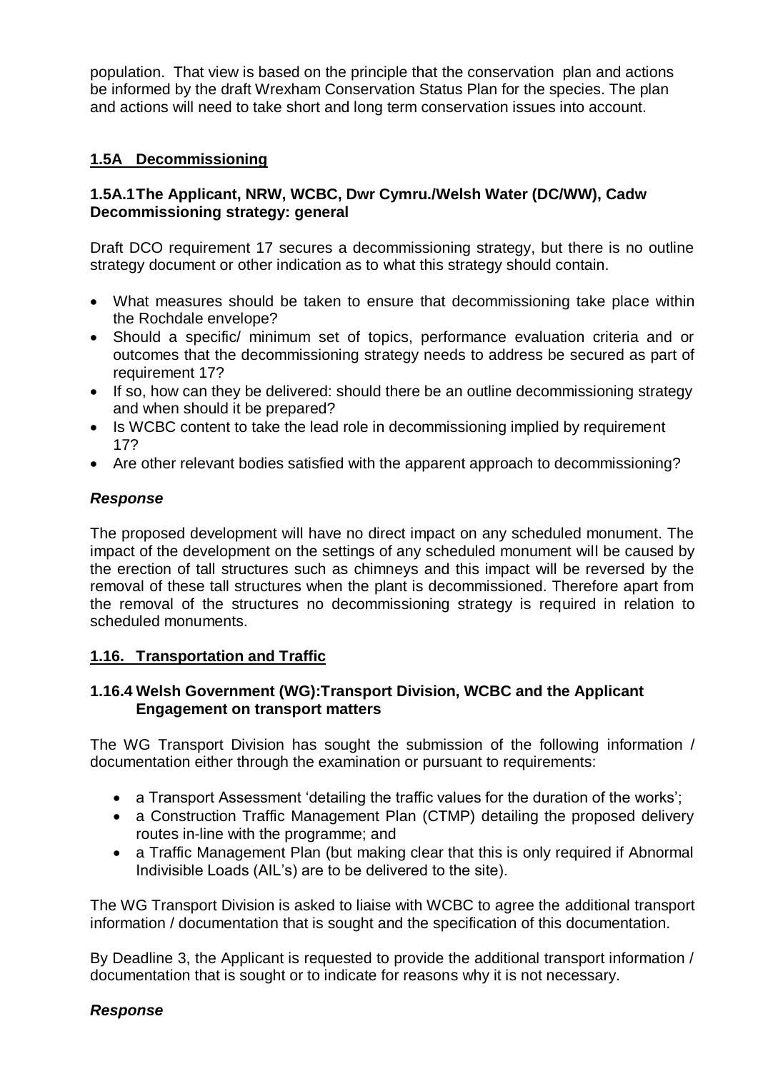population. That view is based on the principle that the conservation plan and actions be informed by the draft Wrexham Conservation Status Plan for the species. The plan and actions will need to take short and long term conservation issues into account.

## 1.5A Decommissioning

### 1.5A.1 The Applicant, NRW, WCBC, Dwr Cymru./Welsh Water (DC/WW), Cadw Decommissioning strategy: general

Draft DCO requirement 17 secures a decommissioning strategy, but there is no outline strategy document or other indication as to what this strategy should contain.

- What measures should be taken to ensure that decommissioning take place within the Rochdale envelope?
- Should a specific/ minimum set of topics, performance evaluation criteria and or outcomes that the decommissioning strategy needs to address be secured as part of requirement 17?
- If so, how can they be delivered: should there be an outline decommissioning strategy and when should it be prepared?
- Is WCBC content to take the lead role in decommissioning implied by requirement 17?
- Are other relevant bodies satisfied with the apparent approach to decommissioning?

#### *Response*

The proposed development will have no direct impact on any scheduled monument. The impact of the development on the settings of any scheduled monument will be caused by the erection of tall structures such as chimneys and this impact will be reversed by the removal of these tall structures when the plant is decommissioned. Therefore apart from the removal of the structures no decommissioning strategy is required in relation to scheduled monuments.

## 1.16. Transportation and Traffic

### 1.16.4 Welsh Government (WG):Transport Division, WCBC and the Applicant Engagement on transport matters

The WG Transport Division has sought the submission of the following information / documentation either through the examination or pursuant to requirements:

- a Transport Assessment 'detailing the traffic values for the duration of the works';
- a Construction Traffic Management Plan (CTMP) detailing the proposed delivery routes in-line with the programme; and
- a Traffic Management Plan (but making clear that this is only required if Abnormal Indivisible Loads (AIL's) are to be delivered to the site).

The WG Transport Division is asked to liaise with WCBC to agree the additional transport information / documentation that is sought and the specification of this documentation.

By Deadline 3, the Applicant is requested to provide the additional transport information / documentation that is sought or to indicate for reasons why it is not necessary.

#### *Response*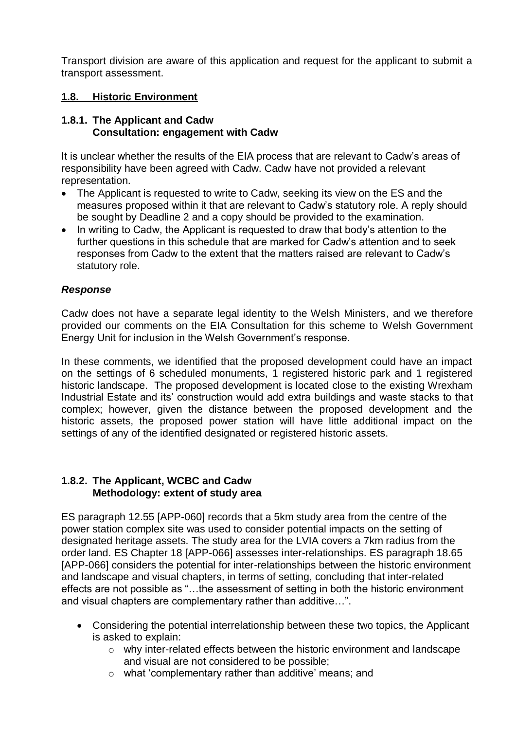Transport division are aware of this application and request for the applicant to submit a transport assessment.

## 1.8. Historic Environment

### 1.8.1. The Applicant and Cadw
**Consultation: engagement with Cadw**

It is unclear whether the results of the EIA process that are relevant to Cadw's areas of responsibility have been agreed with Cadw. Cadw have not provided a relevant representation.

- The Applicant is requested to write to Cadw, seeking its view on the ES and the measures proposed within it that are relevant to Cadw's statutory role. A reply should be sought by Deadline 2 and a copy should be provided to the examination.
- In writing to Cadw, the Applicant is requested to draw that body's attention to the further questions in this schedule that are marked for Cadw's attention and to seek responses from Cadw to the extent that the matters raised are relevant to Cadw's statutory role.

***Response***

Cadw does not have a separate legal identity to the Welsh Ministers, and we therefore provided our comments on the EIA Consultation for this scheme to Welsh Government Energy Unit for inclusion in the Welsh Government's response.

In these comments, we identified that the proposed development could have an impact on the settings of 6 scheduled monuments, 1 registered historic park and 1 registered historic landscape. The proposed development is located close to the existing Wrexham Industrial Estate and its' construction would add extra buildings and waste stacks to that complex; however, given the distance between the proposed development and the historic assets, the proposed power station will have little additional impact on the settings of any of the identified designated or registered historic assets.

### 1.8.2. The Applicant, WCBC and Cadw
**Methodology: extent of study area**

ES paragraph 12.55 [APP-060] records that a 5km study area from the centre of the power station complex site was used to consider potential impacts on the setting of designated heritage assets. The study area for the LVIA covers a 7km radius from the order land. ES Chapter 18 [APP-066] assesses inter-relationships. ES paragraph 18.65 [APP-066] considers the potential for inter-relationships between the historic environment and landscape and visual chapters, in terms of setting, concluding that inter-related effects are not possible as "…the assessment of setting in both the historic environment and visual chapters are complementary rather than additive…".

- Considering the potential interrelationship between these two topics, the Applicant is asked to explain:
  - why inter-related effects between the historic environment and landscape and visual are not considered to be possible;
  - what 'complementary rather than additive' means; and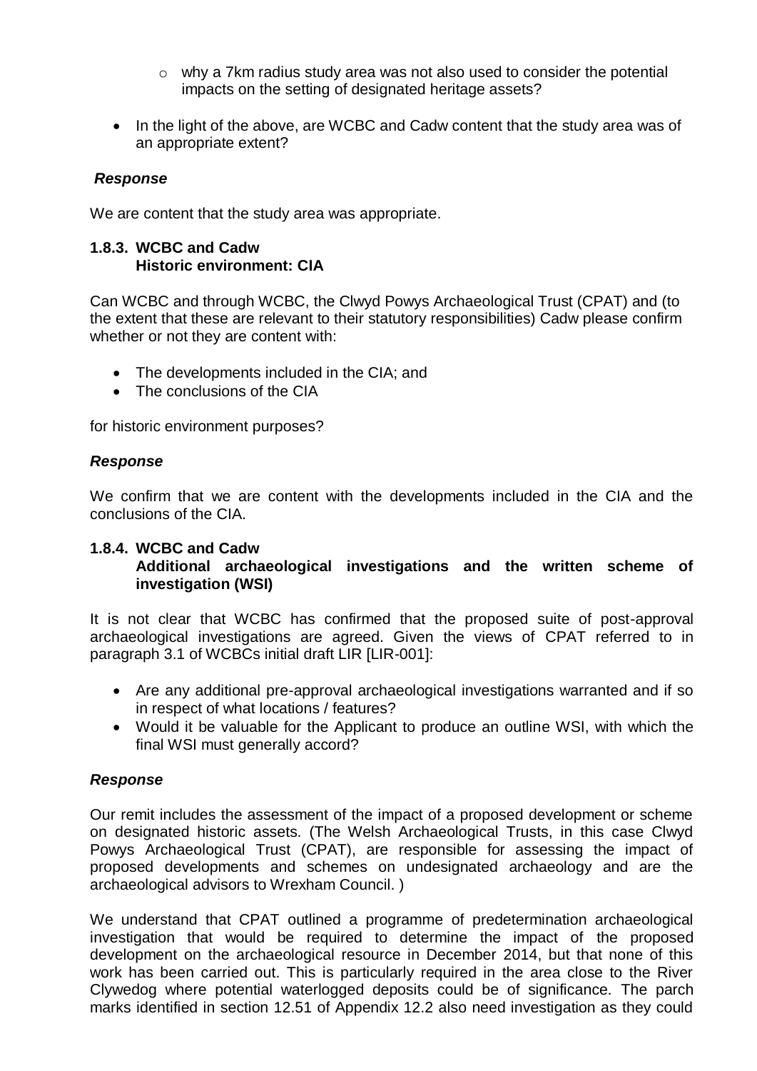- why a 7km radius study area was not also used to consider the potential impacts on the setting of designated heritage assets?

- In the light of the above, are WCBC and Cadw content that the study area was of an appropriate extent?

***Response***

We are content that the study area was appropriate.

**1.8.3. WCBC and Cadw**
**Historic environment: CIA**

Can WCBC and through WCBC, the Clwyd Powys Archaeological Trust (CPAT) and (to the extent that these are relevant to their statutory responsibilities) Cadw please confirm whether or not they are content with:

- The developments included in the CIA; and
- The conclusions of the CIA

for historic environment purposes?

***Response***

We confirm that we are content with the developments included in the CIA and the conclusions of the CIA.

**1.8.4. WCBC and Cadw**
**Additional archaeological investigations and the written scheme of investigation (WSI)**

It is not clear that WCBC has confirmed that the proposed suite of post-approval archaeological investigations are agreed. Given the views of CPAT referred to in paragraph 3.1 of WCBCs initial draft LIR [LIR-001]:

- Are any additional pre-approval archaeological investigations warranted and if so in respect of what locations / features?
- Would it be valuable for the Applicant to produce an outline WSI, with which the final WSI must generally accord?

***Response***

Our remit includes the assessment of the impact of a proposed development or scheme on designated historic assets. (The Welsh Archaeological Trusts, in this case Clwyd Powys Archaeological Trust (CPAT), are responsible for assessing the impact of proposed developments and schemes on undesignated archaeology and are the archaeological advisors to Wrexham Council. )

We understand that CPAT outlined a programme of predetermination archaeological investigation that would be required to determine the impact of the proposed development on the archaeological resource in December 2014, but that none of this work has been carried out. This is particularly required in the area close to the River Clywedog where potential waterlogged deposits could be of significance. The parch marks identified in section 12.51 of Appendix 12.2 also need investigation as they could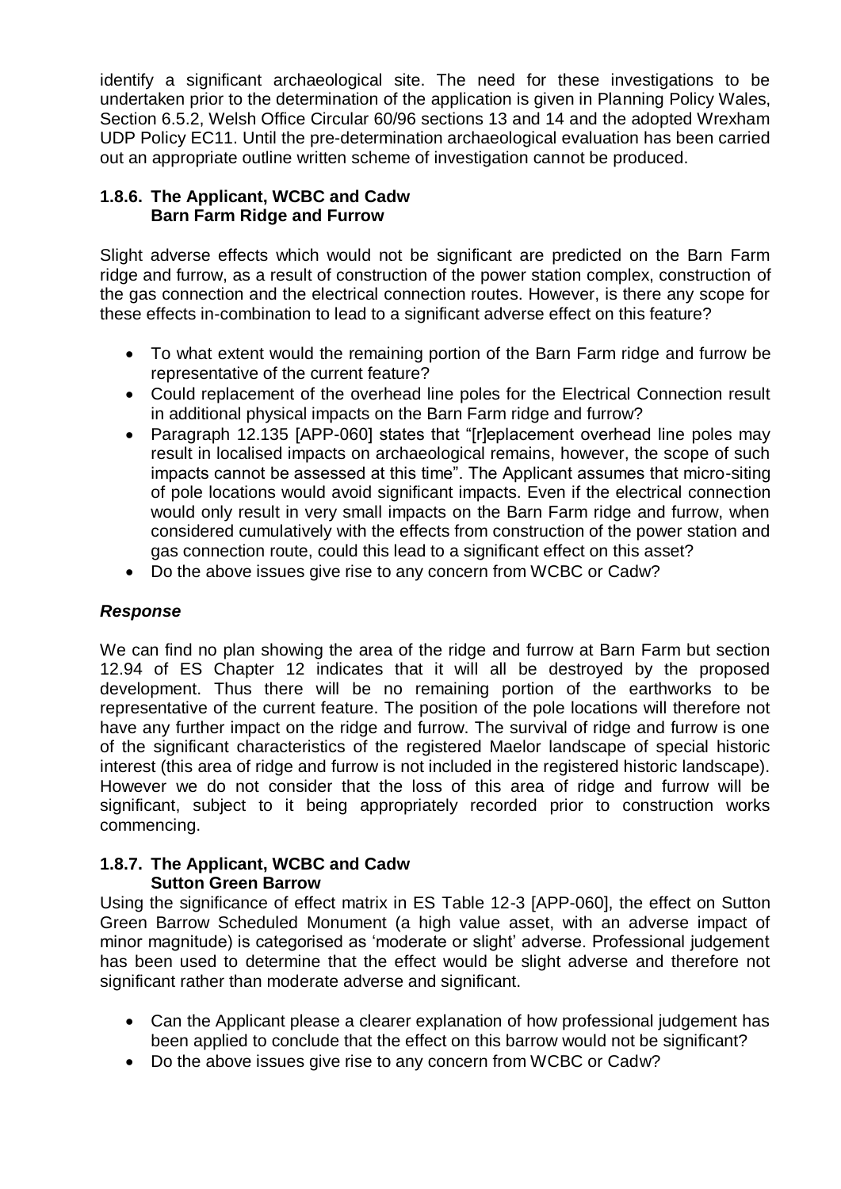identify a significant archaeological site. The need for these investigations to be undertaken prior to the determination of the application is given in Planning Policy Wales, Section 6.5.2, Welsh Office Circular 60/96 sections 13 and 14 and the adopted Wrexham UDP Policy EC11. Until the pre-determination archaeological evaluation has been carried out an appropriate outline written scheme of investigation cannot be produced.

### 1.8.6. The Applicant, WCBC and Cadw
**Barn Farm Ridge and Furrow**

Slight adverse effects which would not be significant are predicted on the Barn Farm ridge and furrow, as a result of construction of the power station complex, construction of the gas connection and the electrical connection routes. However, is there any scope for these effects in-combination to lead to a significant adverse effect on this feature?

- To what extent would the remaining portion of the Barn Farm ridge and furrow be representative of the current feature?
- Could replacement of the overhead line poles for the Electrical Connection result in additional physical impacts on the Barn Farm ridge and furrow?
- Paragraph 12.135 [APP-060] states that "[r]eplacement overhead line poles may result in localised impacts on archaeological remains, however, the scope of such impacts cannot be assessed at this time". The Applicant assumes that micro-siting of pole locations would avoid significant impacts. Even if the electrical connection would only result in very small impacts on the Barn Farm ridge and furrow, when considered cumulatively with the effects from construction of the power station and gas connection route, could this lead to a significant effect on this asset?
- Do the above issues give rise to any concern from WCBC or Cadw?

#### *Response*

We can find no plan showing the area of the ridge and furrow at Barn Farm but section 12.94 of ES Chapter 12 indicates that it will all be destroyed by the proposed development. Thus there will be no remaining portion of the earthworks to be representative of the current feature. The position of the pole locations will therefore not have any further impact on the ridge and furrow. The survival of ridge and furrow is one of the significant characteristics of the registered Maelor landscape of special historic interest (this area of ridge and furrow is not included in the registered historic landscape). However we do not consider that the loss of this area of ridge and furrow will be significant, subject to it being appropriately recorded prior to construction works commencing.

### 1.8.7. The Applicant, WCBC and Cadw
**Sutton Green Barrow**

Using the significance of effect matrix in ES Table 12-3 [APP-060], the effect on Sutton Green Barrow Scheduled Monument (a high value asset, with an adverse impact of minor magnitude) is categorised as 'moderate or slight' adverse. Professional judgement has been used to determine that the effect would be slight adverse and therefore not significant rather than moderate adverse and significant.

- Can the Applicant please a clearer explanation of how professional judgement has been applied to conclude that the effect on this barrow would not be significant?
- Do the above issues give rise to any concern from WCBC or Cadw?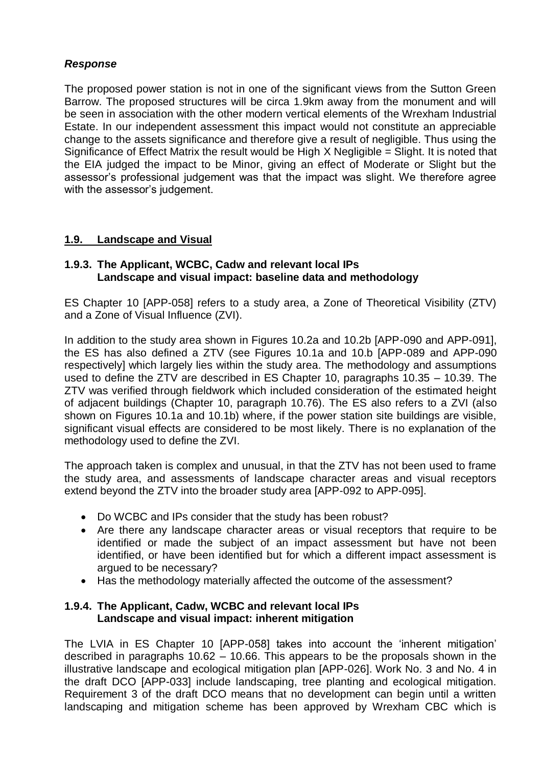***Response***

The proposed power station is not in one of the significant views from the Sutton Green Barrow. The proposed structures will be circa 1.9km away from the monument and will be seen in association with the other modern vertical elements of the Wrexham Industrial Estate. In our independent assessment this impact would not constitute an appreciable change to the assets significance and therefore give a result of negligible. Thus using the Significance of Effect Matrix the result would be High X Negligible = Slight. It is noted that the EIA judged the impact to be Minor, giving an effect of Moderate or Slight but the assessor's professional judgement was that the impact was slight. We therefore agree with the assessor's judgement.

## 1.9. Landscape and Visual

### 1.9.3. The Applicant, WCBC, Cadw and relevant local IPs
**Landscape and visual impact: baseline data and methodology**

ES Chapter 10 [APP-058] refers to a study area, a Zone of Theoretical Visibility (ZTV) and a Zone of Visual Influence (ZVI).

In addition to the study area shown in Figures 10.2a and 10.2b [APP-090 and APP-091], the ES has also defined a ZTV (see Figures 10.1a and 10.b [APP-089 and APP-090 respectively] which largely lies within the study area. The methodology and assumptions used to define the ZTV are described in ES Chapter 10, paragraphs 10.35 – 10.39. The ZTV was verified through fieldwork which included consideration of the estimated height of adjacent buildings (Chapter 10, paragraph 10.76). The ES also refers to a ZVI (also shown on Figures 10.1a and 10.1b) where, if the power station site buildings are visible, significant visual effects are considered to be most likely. There is no explanation of the methodology used to define the ZVI.

The approach taken is complex and unusual, in that the ZTV has not been used to frame the study area, and assessments of landscape character areas and visual receptors extend beyond the ZTV into the broader study area [APP-092 to APP-095].

- Do WCBC and IPs consider that the study has been robust?
- Are there any landscape character areas or visual receptors that require to be identified or made the subject of an impact assessment but have not been identified, or have been identified but for which a different impact assessment is argued to be necessary?
- Has the methodology materially affected the outcome of the assessment?

### 1.9.4. The Applicant, Cadw, WCBC and relevant local IPs
**Landscape and visual impact: inherent mitigation**

The LVIA in ES Chapter 10 [APP-058] takes into account the 'inherent mitigation' described in paragraphs 10.62 – 10.66. This appears to be the proposals shown in the illustrative landscape and ecological mitigation plan [APP-026]. Work No. 3 and No. 4 in the draft DCO [APP-033] include landscaping, tree planting and ecological mitigation. Requirement 3 of the draft DCO means that no development can begin until a written landscaping and mitigation scheme has been approved by Wrexham CBC which is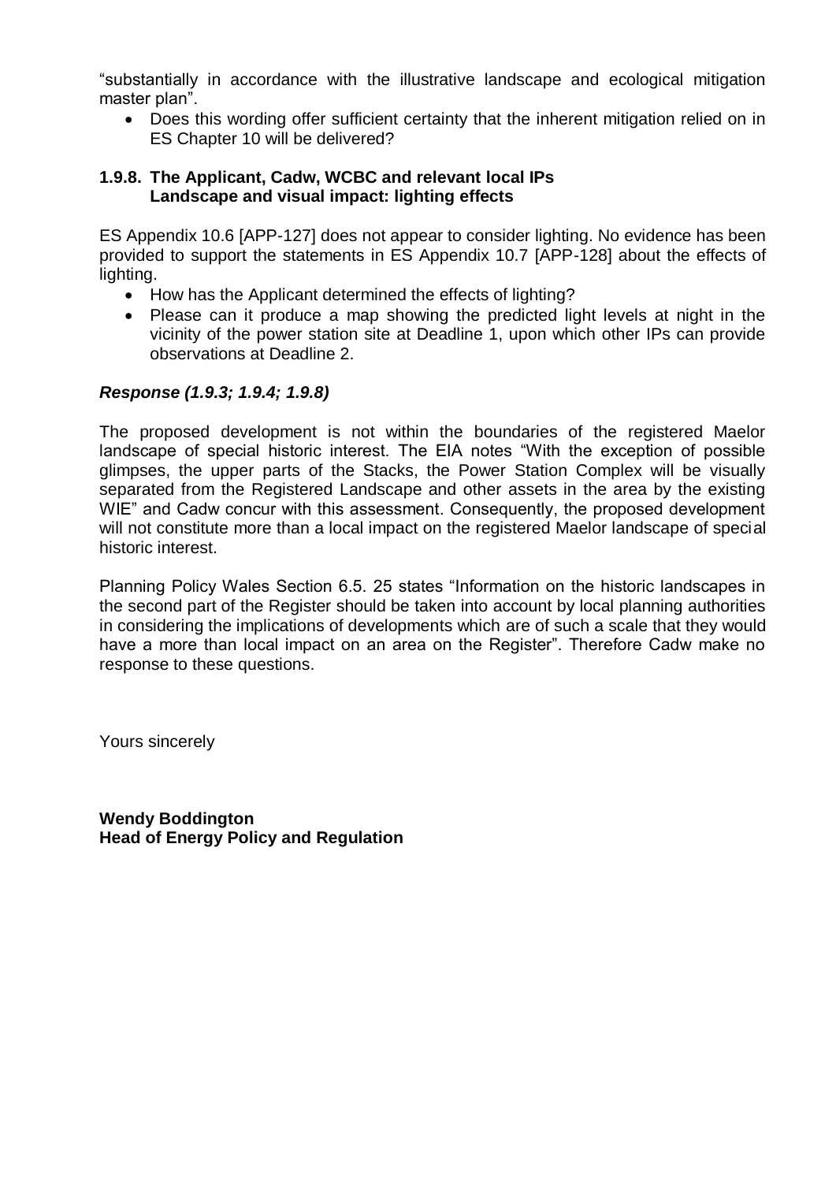"substantially in accordance with the illustrative landscape and ecological mitigation master plan".

- Does this wording offer sufficient certainty that the inherent mitigation relied on in ES Chapter 10 will be delivered?

**1.9.8. The Applicant, Cadw, WCBC and relevant local IPs**
**Landscape and visual impact: lighting effects**

ES Appendix 10.6 [APP-127] does not appear to consider lighting. No evidence has been provided to support the statements in ES Appendix 10.7 [APP-128] about the effects of lighting.

- How has the Applicant determined the effects of lighting?
- Please can it produce a map showing the predicted light levels at night in the vicinity of the power station site at Deadline 1, upon which other IPs can provide observations at Deadline 2.

***Response (1.9.3; 1.9.4; 1.9.8)***

The proposed development is not within the boundaries of the registered Maelor landscape of special historic interest. The EIA notes "With the exception of possible glimpses, the upper parts of the Stacks, the Power Station Complex will be visually separated from the Registered Landscape and other assets in the area by the existing WIE" and Cadw concur with this assessment. Consequently, the proposed development will not constitute more than a local impact on the registered Maelor landscape of special historic interest.

Planning Policy Wales Section 6.5. 25 states "Information on the historic landscapes in the second part of the Register should be taken into account by local planning authorities in considering the implications of developments which are of such a scale that they would have a more than local impact on an area on the Register". Therefore Cadw make no response to these questions.

Yours sincerely

**Wendy Boddington**
**Head of Energy Policy and Regulation**